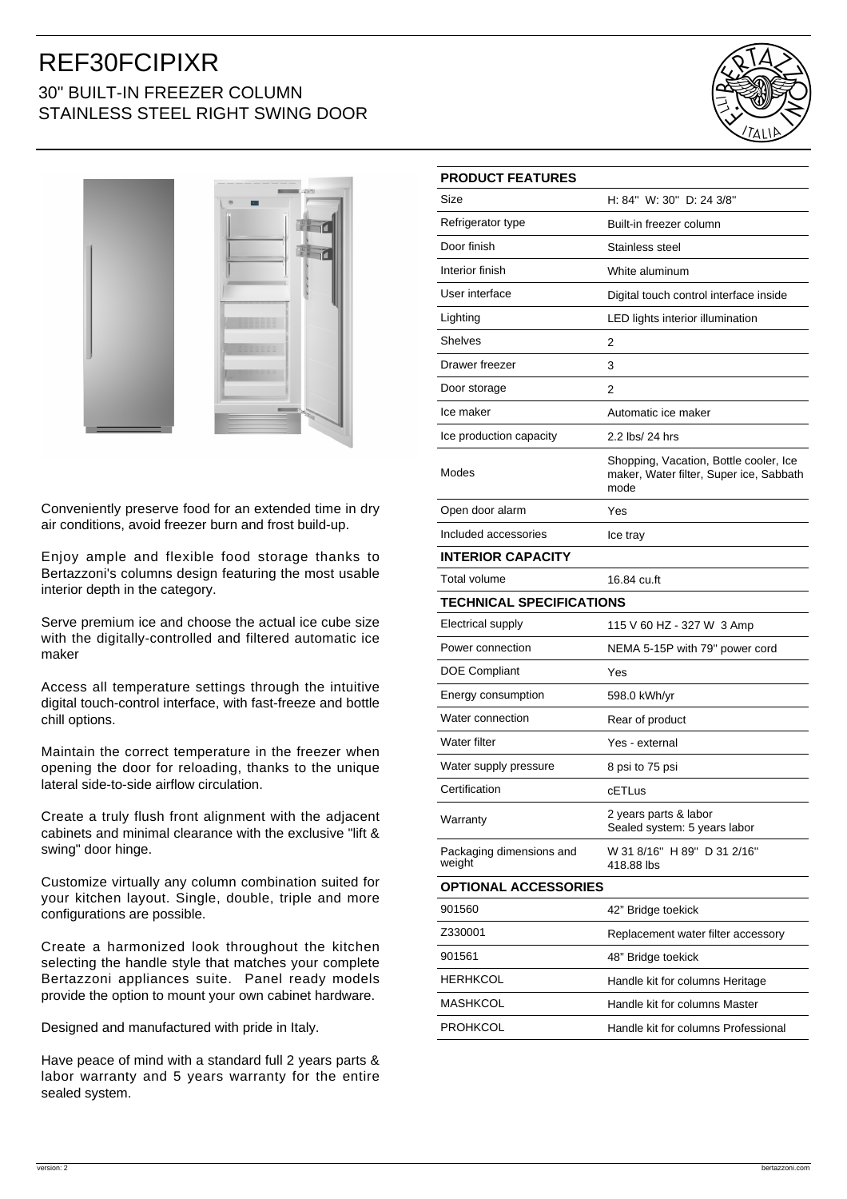# REF30FCIPIXR

## 30" BUILT-IN FREEZER COLUMN
## STAINLESS STEEL RIGHT SWING DOOR

Conveniently preserve food for an extended time in dry air conditions, avoid freezer burn and frost build-up.

Enjoy ample and flexible food storage thanks to Bertazzoni's columns design featuring the most usable interior depth in the category.

Serve premium ice and choose the actual ice cube size with the digitally-controlled and filtered automatic ice maker

Access all temperature settings through the intuitive digital touch-control interface, with fast-freeze and bottle chill options.

Maintain the correct temperature in the freezer when opening the door for reloading, thanks to the unique lateral side-to-side airflow circulation.

Create a truly flush front alignment with the adjacent cabinets and minimal clearance with the exclusive "lift & swing" door hinge.

Customize virtually any column combination suited for your kitchen layout. Single, double, triple and more configurations are possible.

Create a harmonized look throughout the kitchen selecting the handle style that matches your complete Bertazzoni appliances suite. Panel ready models provide the option to mount your own cabinet hardware.

Designed and manufactured with pride in Italy.

Have peace of mind with a standard full 2 years parts & labor warranty and 5 years warranty for the entire sealed system.

| **PRODUCT FEATURES** | |
|---|---|
| Size | H: 84" W: 30" D: 24 3/8" |
| Refrigerator type | Built-in freezer column |
| Door finish | Stainless steel |
| Interior finish | White aluminum |
| User interface | Digital touch control interface inside |
| Lighting | LED lights interior illumination |
| Shelves | 2 |
| Drawer freezer | 3 |
| Door storage | 2 |
| Ice maker | Automatic ice maker |
| Ice production capacity | 2.2 lbs/ 24 hrs |
| Modes | Shopping, Vacation, Bottle cooler, Ice maker, Water filter, Super ice, Sabbath mode |
| Open door alarm | Yes |
| Included accessories | Ice tray |
| **INTERIOR CAPACITY** | |
| Total volume | 16.84 cu.ft |
| **TECHNICAL SPECIFICATIONS** | |
| Electrical supply | 115 V 60 HZ - 327 W 3 Amp |
| Power connection | NEMA 5-15P with 79" power cord |
| DOE Compliant | Yes |
| Energy consumption | 598.0 kWh/yr |
| Water connection | Rear of product |
| Water filter | Yes - external |
| Water supply pressure | 8 psi to 75 psi |
| Certification | cETLus |
| Warranty | 2 years parts & labor<br>Sealed system: 5 years labor |
| Packaging dimensions and weight | W 31 8/16" H 89" D 31 2/16"<br>418.88 lbs |
| **OPTIONAL ACCESSORIES** | |
| 901560 | 42" Bridge toekick |
| Z330001 | Replacement water filter accessory |
| 901561 | 48" Bridge toekick |
| HERHKCOL | Handle kit for columns Heritage |
| MASHKCOL | Handle kit for columns Master |
| PROHKCOL | Handle kit for columns Professional |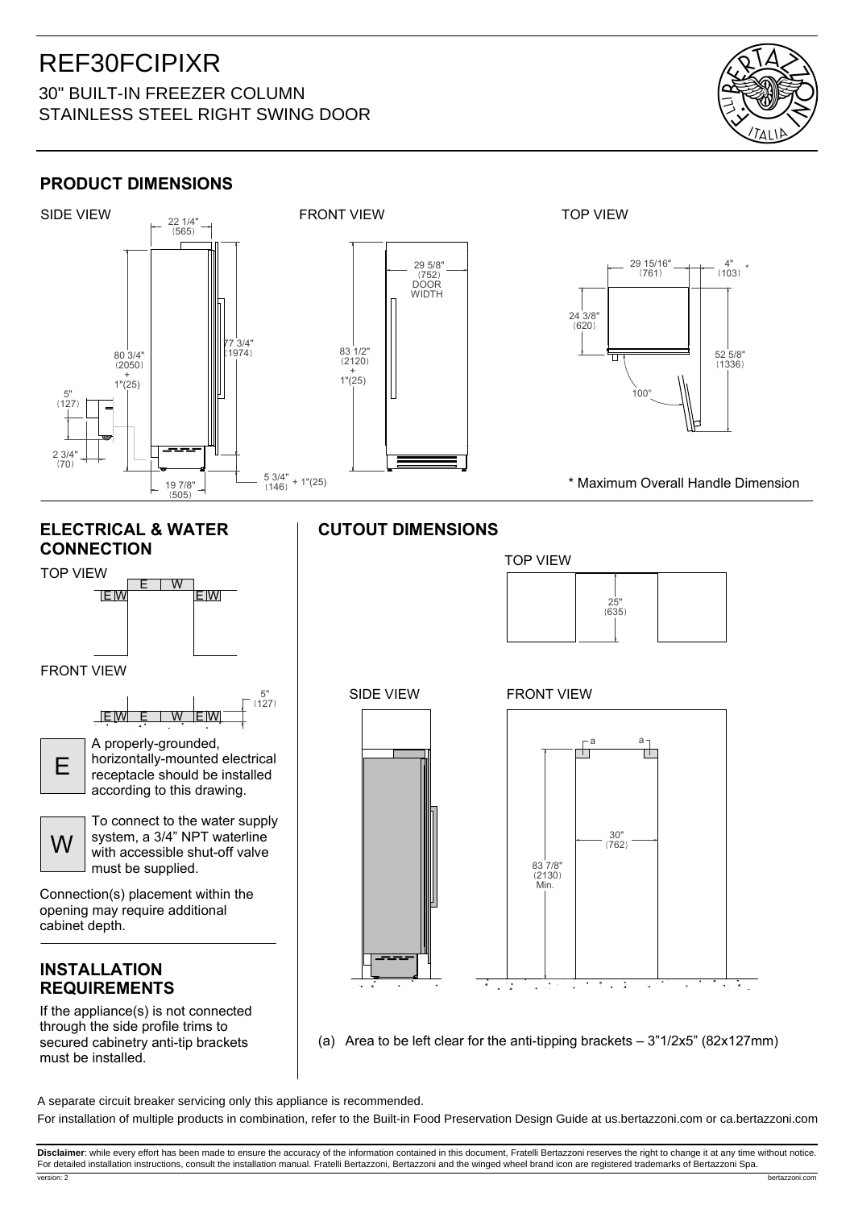# REF30FCIPIXR

30" BUILT-IN FREEZER COLUMN
STAINLESS STEEL RIGHT SWING DOOR

## PRODUCT DIMENSIONS

SIDE VIEW

22 1/4" (565)
80 3/4" (2050) + 1"(25)
77 3/4" (1974)
5" (127)
2 3/4" (70)
19 7/8" (505)
5 3/4" (146) + 1"(25)

FRONT VIEW

29 5/8" (752) DOOR WIDTH
83 1/2" (2120) + 1"(25)

TOP VIEW

29 15/16" (761)
4" (103) *
24 3/8" (620)
52 5/8" (1336)
100°

\* Maximum Overall Handle Dimension

## ELECTRICAL & WATER CONNECTION

TOP VIEW

E W
E W E W

FRONT VIEW

E W E W E W
5" (127)

E — A properly-grounded, horizontally-mounted electrical receptacle should be installed according to this drawing.

W — To connect to the water supply system, a 3/4" NPT waterline with accessible shut-off valve must be supplied.

Connection(s) placement within the opening may require additional cabinet depth.

## INSTALLATION REQUIREMENTS

If the appliance(s) is not connected through the side profile trims to secured cabinetry anti-tip brackets must be installed.

## CUTOUT DIMENSIONS

TOP VIEW

25" (635)

SIDE VIEW

FRONT VIEW

a a
30" (762)
83 7/8" (2130) Min.

(a) Area to be left clear for the anti-tipping brackets – 3"1/2x5" (82x127mm)

A separate circuit breaker servicing only this appliance is recommended.

For installation of multiple products in combination, refer to the Built-in Food Preservation Design Guide at us.bertazzoni.com or ca.bertazzoni.com

**Disclaimer**: while every effort has been made to ensure the accuracy of the information contained in this document, Fratelli Bertazzoni reserves the right to change it at any time without notice. For detailed installation instructions, consult the installation manual. Fratelli Bertazzoni, Bertazzoni and the winged wheel brand icon are registered trademarks of Bertazzoni Spa.

version: 2

bertazzoni.com